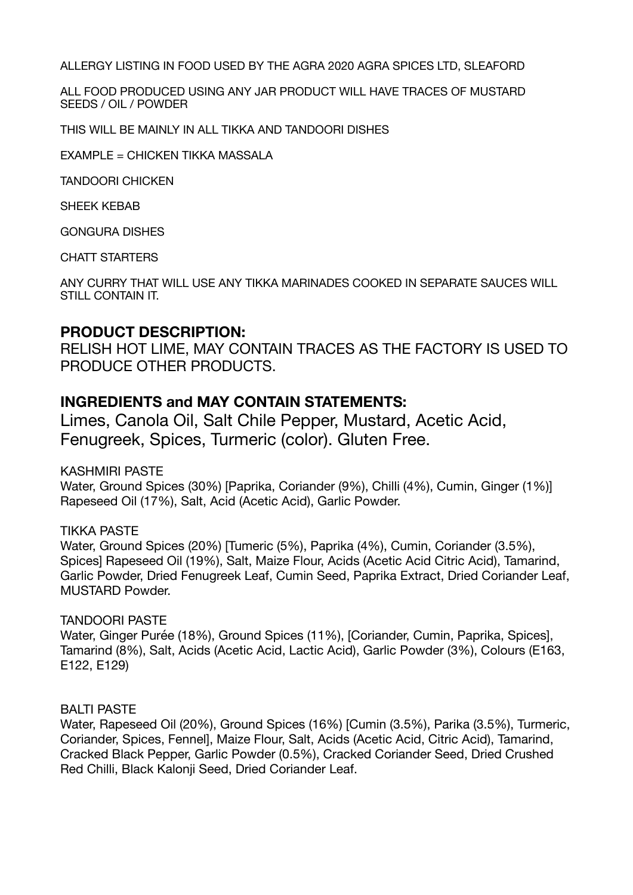ALLERGY LISTING IN FOOD USED BY THE AGRA 2020 AGRA SPICES LTD, SLEAFORD

ALL FOOD PRODUCED USING ANY JAR PRODUCT WILL HAVE TRACES OF MUSTARD SEEDS / OIL / POWDER

THIS WILL BE MAINLY IN ALL TIKKA AND TANDOORI DISHES

EXAMPLE = CHICKEN TIKKA MASSALA

TANDOORI CHICKEN

SHEEK KEBAB

GONGURA DISHES

CHATT STARTERS

ANY CURRY THAT WILL USE ANY TIKKA MARINADES COOKED IN SEPARATE SAUCES WILL STILL CONTAIN IT.

## PRODUCT DESCRIPTION:

RELISH HOT LIME, MAY CONTAIN TRACES AS THE FACTORY IS USED TO PRODUCE OTHER PRODUCTS.

## INGREDIENTS and MAY CONTAIN STATEMENTS:

Limes, Canola Oil, Salt Chile Pepper, Mustard, Acetic Acid, Fenugreek, Spices, Turmeric (color). Gluten Free.

KASHMIRI PASTE
Water, Ground Spices (30%) [Paprika, Coriander (9%), Chilli (4%), Cumin, Ginger (1%)] Rapeseed Oil (17%), Salt, Acid (Acetic Acid), Garlic Powder.

TIKKA PASTE
Water, Ground Spices (20%) [Tumeric (5%), Paprika (4%), Cumin, Coriander (3.5%), Spices] Rapeseed Oil (19%), Salt, Maize Flour, Acids (Acetic Acid Citric Acid), Tamarind, Garlic Powder, Dried Fenugreek Leaf, Cumin Seed, Paprika Extract, Dried Coriander Leaf, MUSTARD Powder.

TANDOORI PASTE
Water, Ginger Purée (18%), Ground Spices (11%), [Coriander, Cumin, Paprika, Spices], Tamarind (8%), Salt, Acids (Acetic Acid, Lactic Acid), Garlic Powder (3%), Colours (E163, E122, E129)

BALTI PASTE
Water, Rapeseed Oil (20%), Ground Spices (16%) [Cumin (3.5%), Parika (3.5%), Turmeric, Coriander, Spices, Fennel], Maize Flour, Salt, Acids (Acetic Acid, Citric Acid), Tamarind, Cracked Black Pepper, Garlic Powder (0.5%), Cracked Coriander Seed, Dried Crushed Red Chilli, Black Kalonji Seed, Dried Coriander Leaf.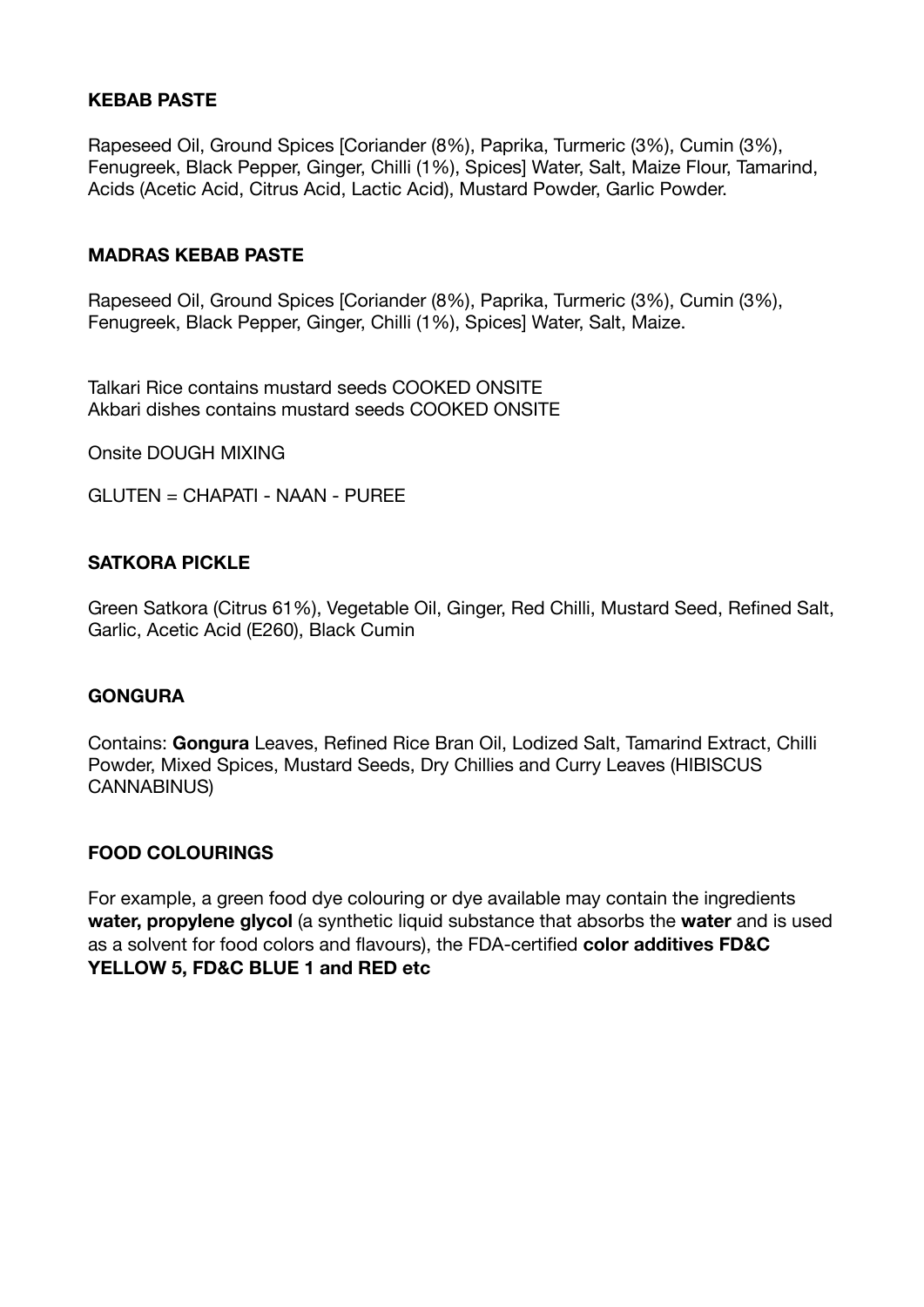**KEBAB PASTE**

Rapeseed Oil, Ground Spices [Coriander (8%), Paprika, Turmeric (3%), Cumin (3%), Fenugreek, Black Pepper, Ginger, Chilli (1%), Spices] Water, Salt, Maize Flour, Tamarind, Acids (Acetic Acid, Citrus Acid, Lactic Acid), Mustard Powder, Garlic Powder.

**MADRAS KEBAB PASTE**

Rapeseed Oil, Ground Spices [Coriander (8%), Paprika, Turmeric (3%), Cumin (3%), Fenugreek, Black Pepper, Ginger, Chilli (1%), Spices] Water, Salt, Maize.

Talkari Rice contains mustard seeds COOKED ONSITE
Akbari dishes contains mustard seeds COOKED ONSITE

Onsite DOUGH MIXING

GLUTEN = CHAPATI - NAAN - PUREE

**SATKORA PICKLE**

Green Satkora (Citrus 61%), Vegetable Oil, Ginger, Red Chilli, Mustard Seed, Refined Salt, Garlic, Acetic Acid (E260), Black Cumin

**GONGURA**

Contains: **Gongura** Leaves, Refined Rice Bran Oil, Lodized Salt, Tamarind Extract, Chilli Powder, Mixed Spices, Mustard Seeds, Dry Chillies and Curry Leaves (HIBISCUS CANNABINUS)

**FOOD COLOURINGS**

For example, a green food dye colouring or dye available may contain the ingredients **water, propylene glycol** (a synthetic liquid substance that absorbs the **water** and is used as a solvent for food colors and flavours), the FDA-certified **color additives FD&C YELLOW 5, FD&C BLUE 1 and RED etc**